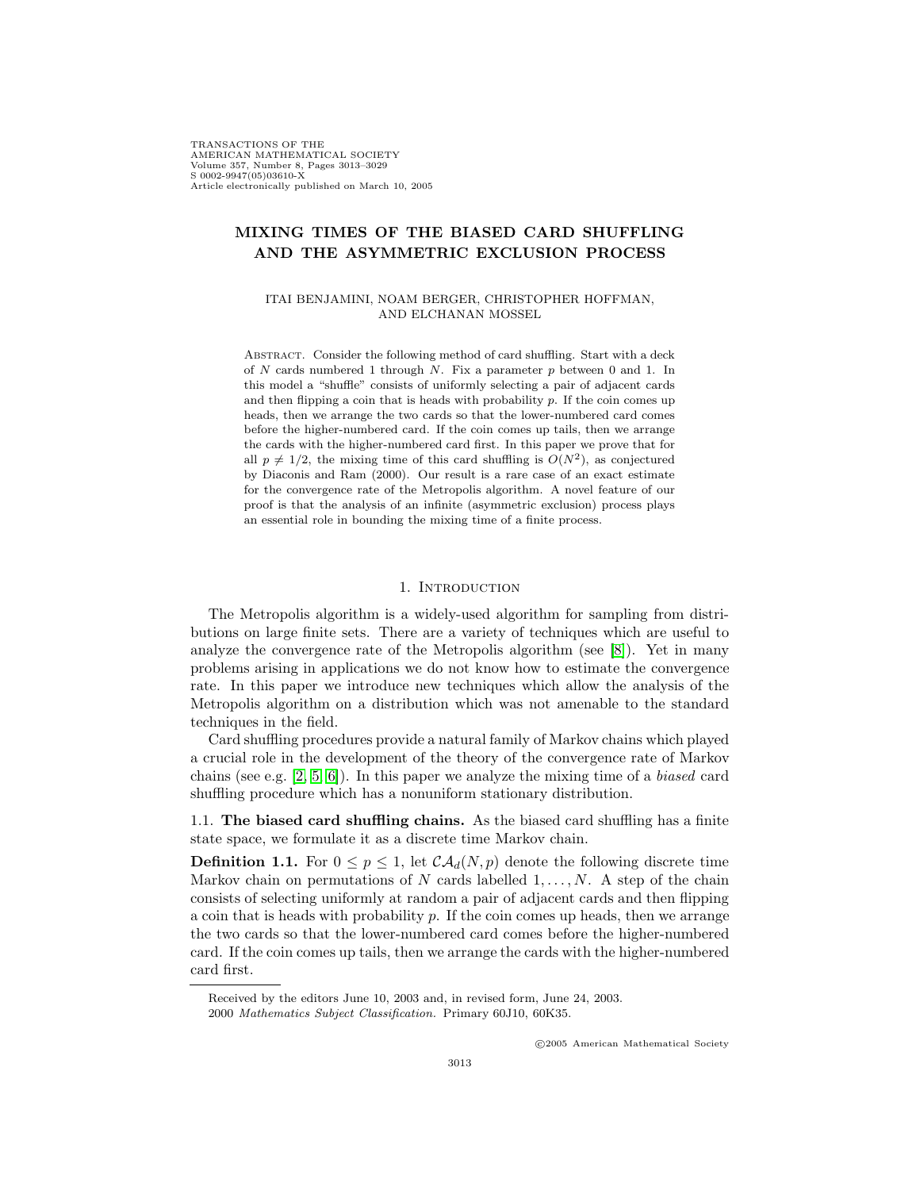# MIXING TIMES OF THE BIASED CARD SHUFFLING AND THE ASYMMETRIC EXCLUSION PROCESS

ITAI BENJAMINI, NOAM BERGER, CHRISTOPHER HOFFMAN, AND ELCHANAN MOSSEL

Abstract. Consider the following method of card shuffling. Start with a deck of $N$ cards numbered 1 through $N$. Fix a parameter $p$ between 0 and 1. In this model a "shuffle" consists of uniformly selecting a pair of adjacent cards and then flipping a coin that is heads with probability $p$. If the coin comes up heads, then we arrange the two cards so that the lower-numbered card comes before the higher-numbered card. If the coin comes up tails, then we arrange the cards with the higher-numbered card first. In this paper we prove that for all $p \neq 1/2$, the mixing time of this card shuffling is $O(N^2)$, as conjectured by Diaconis and Ram (2000). Our result is a rare case of an exact estimate for the convergence rate of the Metropolis algorithm. A novel feature of our proof is that the analysis of an infinite (asymmetric exclusion) process plays an essential role in bounding the mixing time of a finite process.

## 1. Introduction

The Metropolis algorithm is a widely-used algorithm for sampling from distributions on large finite sets. There are a variety of techniques which are useful to analyze the convergence rate of the Metropolis algorithm (see [8]). Yet in many problems arising in applications we do not know how to estimate the convergence rate. In this paper we introduce new techniques which allow the analysis of the Metropolis algorithm on a distribution which was not amenable to the standard techniques in the field.

Card shuffling procedures provide a natural family of Markov chains which played a crucial role in the development of the theory of the convergence rate of Markov chains (see e.g. [2, 5, 6]). In this paper we analyze the mixing time of a *biased* card shuffling procedure which has a nonuniform stationary distribution.

### 1.1. The biased card shuffling chains.

As the biased card shuffling has a finite state space, we formulate it as a discrete time Markov chain.

**Definition 1.1.** For $0 \leq p \leq 1$, let $\mathcal{CA}_d(N, p)$ denote the following discrete time Markov chain on permutations of $N$ cards labelled $1, \ldots, N$. A step of the chain consists of selecting uniformly at random a pair of adjacent cards and then flipping a coin that is heads with probability $p$. If the coin comes up heads, then we arrange the two cards so that the lower-numbered card comes before the higher-numbered card. If the coin comes up tails, then we arrange the cards with the higher-numbered card first.

Received by the editors June 10, 2003 and, in revised form, June 24, 2003.

2000 *Mathematics Subject Classification.* Primary 60J10, 60K35.

©2005 American Mathematical Society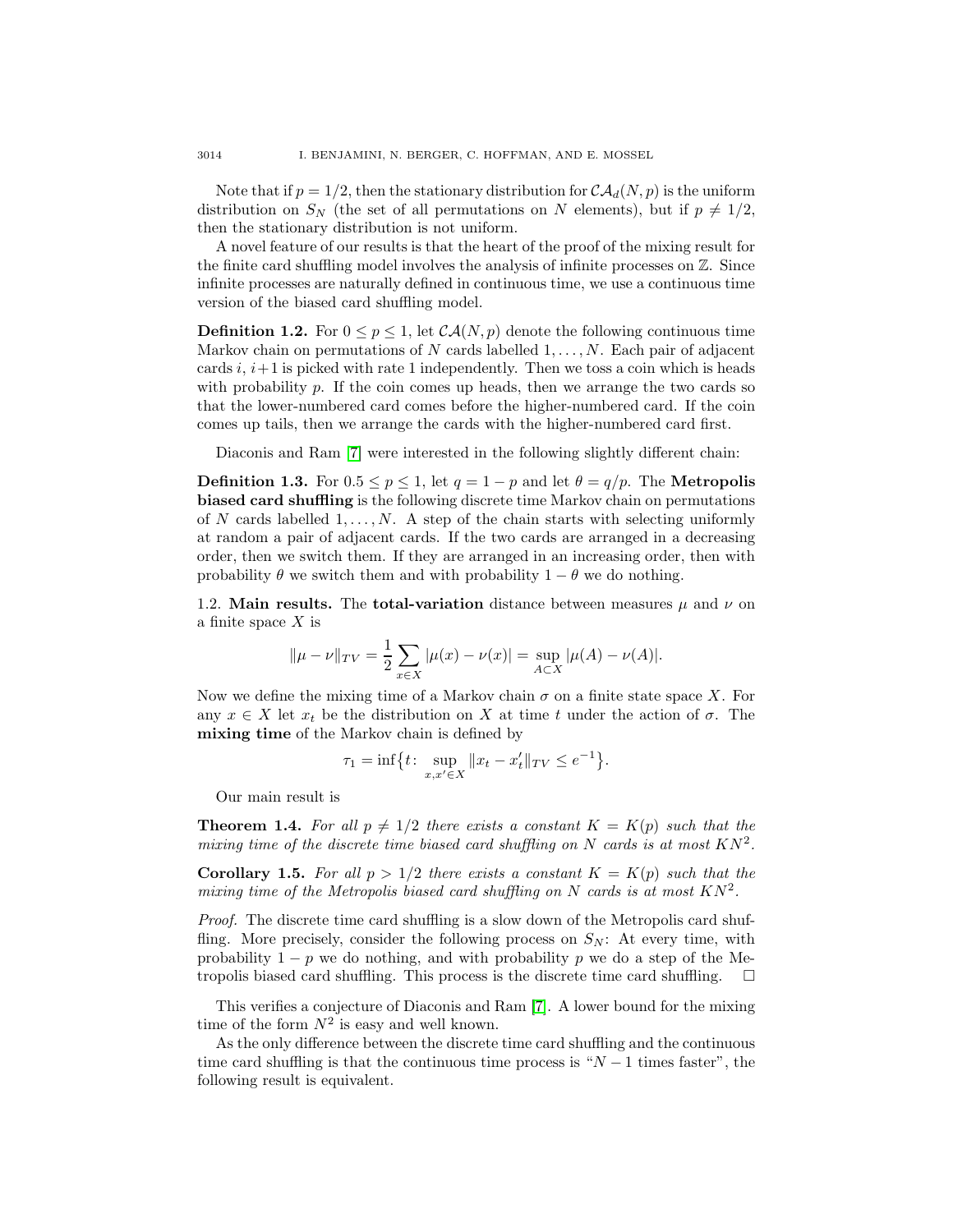Note that if $p = 1/2$, then the stationary distribution for $\mathcal{CA}_d(N, p)$ is the uniform distribution on $S_N$ (the set of all permutations on $N$ elements), but if $p \neq 1/2$, then the stationary distribution is not uniform.

A novel feature of our results is that the heart of the proof of the mixing result for the finite card shuffling model involves the analysis of infinite processes on $\mathbb{Z}$. Since infinite processes are naturally defined in continuous time, we use a continuous time version of the biased card shuffling model.

**Definition 1.2.** For $0 \leq p \leq 1$, let $\mathcal{CA}(N, p)$ denote the following continuous time Markov chain on permutations of $N$ cards labelled $1, \ldots, N$. Each pair of adjacent cards $i$, $i+1$ is picked with rate 1 independently. Then we toss a coin which is heads with probability $p$. If the coin comes up heads, then we arrange the two cards so that the lower-numbered card comes before the higher-numbered card. If the coin comes up tails, then we arrange the cards with the higher-numbered card first.

Diaconis and Ram [7] were interested in the following slightly different chain:

**Definition 1.3.** For $0.5 \leq p \leq 1$, let $q = 1 - p$ and let $\theta = q/p$. The **Metropolis biased card shuffling** is the following discrete time Markov chain on permutations of $N$ cards labelled $1, \ldots, N$. A step of the chain starts with selecting uniformly at random a pair of adjacent cards. If the two cards are arranged in a decreasing order, then we switch them. If they are arranged in an increasing order, then with probability $\theta$ we switch them and with probability $1 - \theta$ we do nothing.

## 1.2. Main results.

The **total-variation** distance between measures $\mu$ and $\nu$ on a finite space $X$ is

$$\|\mu - \nu\|_{TV} = \frac{1}{2} \sum_{x \in X} |\mu(x) - \nu(x)| = \sup_{A \subset X} |\mu(A) - \nu(A)|.$$

Now we define the mixing time of a Markov chain $\sigma$ on a finite state space $X$. For any $x \in X$ let $x_t$ be the distribution on $X$ at time $t$ under the action of $\sigma$. The **mixing time** of the Markov chain is defined by

$$\tau_1 = \inf\{t \colon \sup_{x, x' \in X} \|x_t - x'_t\|_{TV} \leq e^{-1}\}.$$

Our main result is

**Theorem 1.4.** *For all $p \neq 1/2$ there exists a constant $K = K(p)$ such that the mixing time of the discrete time biased card shuffling on $N$ cards is at most $KN^2$.*

**Corollary 1.5.** *For all $p > 1/2$ there exists a constant $K = K(p)$ such that the mixing time of the Metropolis biased card shuffling on $N$ cards is at most $KN^2$.*

*Proof.* The discrete time card shuffling is a slow down of the Metropolis card shuffling. More precisely, consider the following process on $S_N$: At every time, with probability $1 - p$ we do nothing, and with probability $p$ we do a step of the Metropolis biased card shuffling. This process is the discrete time card shuffling. $\square$

This verifies a conjecture of Diaconis and Ram [7]. A lower bound for the mixing time of the form $N^2$ is easy and well known.

As the only difference between the discrete time card shuffling and the continuous time card shuffling is that the continuous time process is "$N - 1$ times faster", the following result is equivalent.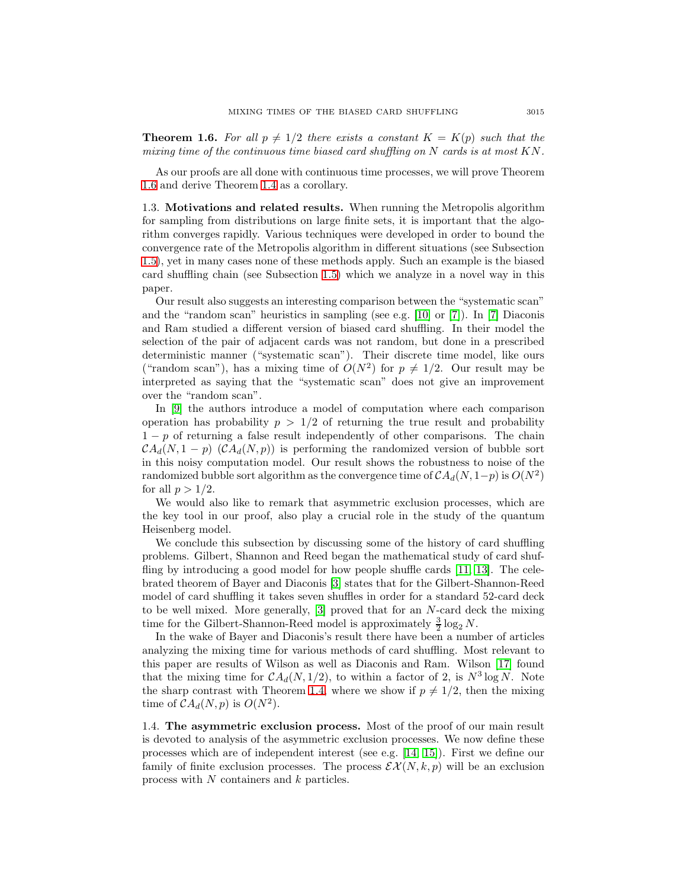**Theorem 1.6.** *For all $p \neq 1/2$ there exists a constant $K = K(p)$ such that the mixing time of the continuous time biased card shuffling on $N$ cards is at most $KN$.*

As our proofs are all done with continuous time processes, we will prove Theorem 1.6 and derive Theorem 1.4 as a corollary.

1.3. **Motivations and related results.** When running the Metropolis algorithm for sampling from distributions on large finite sets, it is important that the algorithm converges rapidly. Various techniques were developed in order to bound the convergence rate of the Metropolis algorithm in different situations (see Subsection 1.5), yet in many cases none of these methods apply. Such an example is the biased card shuffling chain (see Subsection 1.5) which we analyze in a novel way in this paper.

Our result also suggests an interesting comparison between the "systematic scan" and the "random scan" heuristics in sampling (see e.g. [10] or [7]). In [7] Diaconis and Ram studied a different version of biased card shuffling. In their model the selection of the pair of adjacent cards was not random, but done in a prescribed deterministic manner ("systematic scan"). Their discrete time model, like ours ("random scan"), has a mixing time of $O(N^2)$ for $p \neq 1/2$. Our result may be interpreted as saying that the "systematic scan" does not give an improvement over the "random scan".

In [9] the authors introduce a model of computation where each comparison operation has probability $p > 1/2$ of returning the true result and probability $1 - p$ of returning a false result independently of other comparisons. The chain $\mathcal{CA}_d(N, 1-p)$ ($\mathcal{CA}_d(N, p)$) is performing the randomized version of bubble sort in this noisy computation model. Our result shows the robustness to noise of the randomized bubble sort algorithm as the convergence time of $\mathcal{CA}_d(N, 1-p)$ is $O(N^2)$ for all $p > 1/2$.

We would also like to remark that asymmetric exclusion processes, which are the key tool in our proof, also play a crucial role in the study of the quantum Heisenberg model.

We conclude this subsection by discussing some of the history of card shuffling problems. Gilbert, Shannon and Reed began the mathematical study of card shuffling by introducing a good model for how people shuffle cards [11, 13]. The celebrated theorem of Bayer and Diaconis [3] states that for the Gilbert-Shannon-Reed model of card shuffling it takes seven shuffles in order for a standard 52-card deck to be well mixed. More generally, [3] proved that for an $N$-card deck the mixing time for the Gilbert-Shannon-Reed model is approximately $\frac{3}{2}\log_2 N$.

In the wake of Bayer and Diaconis's result there have been a number of articles analyzing the mixing time for various methods of card shuffling. Most relevant to this paper are results of Wilson as well as Diaconis and Ram. Wilson [17] found that the mixing time for $\mathcal{CA}_d(N, 1/2)$, to within a factor of 2, is $N^3 \log N$. Note the sharp contrast with Theorem 1.4, where we show if $p \neq 1/2$, then the mixing time of $\mathcal{CA}_d(N, p)$ is $O(N^2)$.

1.4. **The asymmetric exclusion process.** Most of the proof of our main result is devoted to analysis of the asymmetric exclusion processes. We now define these processes which are of independent interest (see e.g. [14, 15]). First we define our family of finite exclusion processes. The process $\mathcal{EX}(N, k, p)$ will be an exclusion process with $N$ containers and $k$ particles.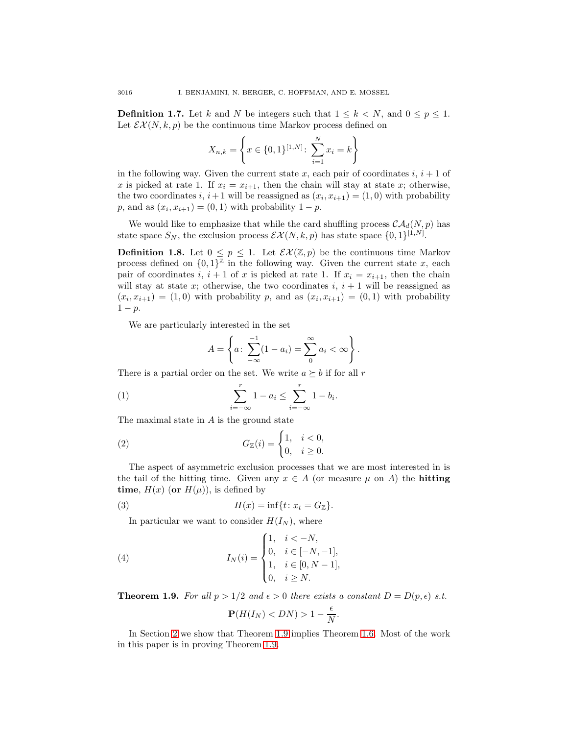**Definition 1.7.** Let $k$ and $N$ be integers such that $1 \leq k < N$, and $0 \leq p \leq 1$. Let $\mathcal{EX}(N,k,p)$ be the continuous time Markov process defined on

$$X_{n,k} = \left\{ x \in \{0,1\}^{[1,N]} \colon \sum_{i=1}^{N} x_i = k \right\}$$

in the following way. Given the current state $x$, each pair of coordinates $i$, $i+1$ of $x$ is picked at rate 1. If $x_i = x_{i+1}$, then the chain will stay at state $x$; otherwise, the two coordinates $i$, $i+1$ will be reassigned as $(x_i, x_{i+1}) = (1,0)$ with probability $p$, and as $(x_i, x_{i+1}) = (0,1)$ with probability $1-p$.

We would like to emphasize that while the card shuffling process $\mathcal{CA}_d(N,p)$ has state space $S_N$, the exclusion process $\mathcal{EX}(N,k,p)$ has state space $\{0,1\}^{[1,N]}$.

**Definition 1.8.** Let $0 \leq p \leq 1$. Let $\mathcal{EX}(\mathbb{Z},p)$ be the continuous time Markov process defined on $\{0,1\}^{\mathbb{Z}}$ in the following way. Given the current state $x$, each pair of coordinates $i$, $i+1$ of $x$ is picked at rate 1. If $x_i = x_{i+1}$, then the chain will stay at state $x$; otherwise, the two coordinates $i$, $i+1$ will be reassigned as $(x_i, x_{i+1}) = (1,0)$ with probability $p$, and as $(x_i, x_{i+1}) = (0,1)$ with probability $1-p$.

We are particularly interested in the set

$$A = \left\{ a \colon \sum_{-\infty}^{-1} (1 - a_i) = \sum_{0}^{\infty} a_i < \infty \right\}.$$

There is a partial order on the set. We write $a \succeq b$ if for all $r$

$$\sum_{i=-\infty}^{r} 1 - a_i \leq \sum_{i=-\infty}^{r} 1 - b_i. \tag{1}$$

The maximal state in $A$ is the ground state

$$G_{\mathbb{Z}}(i) = \begin{cases} 1, & i < 0, \\ 0, & i \geq 0. \end{cases} \tag{2}$$

The aspect of asymmetric exclusion processes that we are most interested in is the tail of the hitting time. Given any $x \in A$ (or measure $\mu$ on $A$) the **hitting time**, $H(x)$ (**or** $H(\mu)$), is defined by

$$H(x) = \inf\{t \colon x_t = G_{\mathbb{Z}}\}. \tag{3}$$

In particular we want to consider $H(I_N)$, where

$$I_N(i) = \begin{cases} 1, & i < -N, \\ 0, & i \in [-N, -1], \\ 1, & i \in [0, N-1], \\ 0, & i \geq N. \end{cases} \tag{4}$$

**Theorem 1.9.** *For all $p > 1/2$ and $\epsilon > 0$ there exists a constant $D = D(p, \epsilon)$ s.t.*

$$\mathbf{P}(H(I_N) < DN) > 1 - \frac{\epsilon}{N}.$$

In Section 2 we show that Theorem 1.9 implies Theorem 1.6. Most of the work in this paper is in proving Theorem 1.9.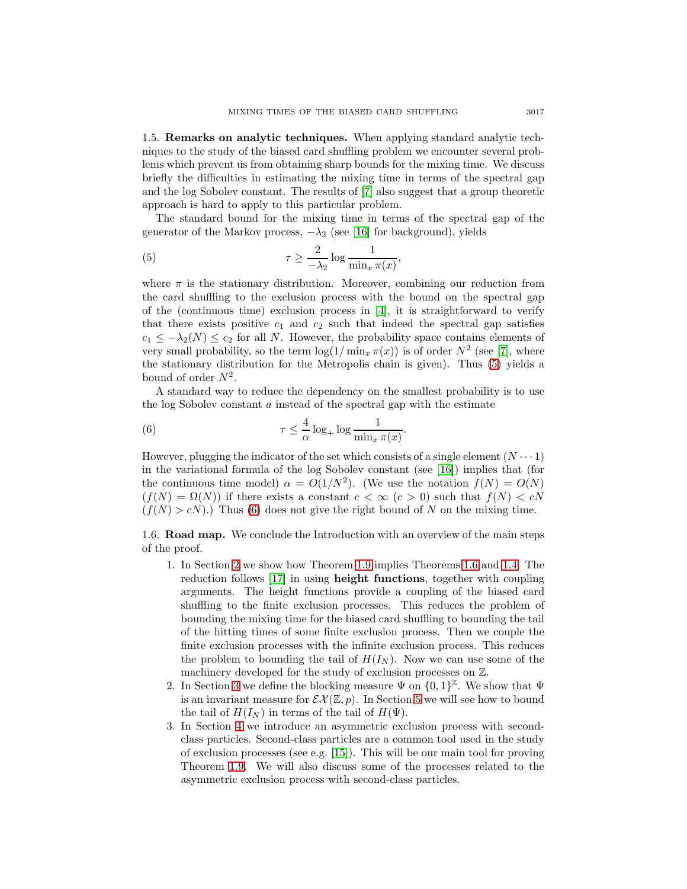## 1.5. Remarks on analytic techniques.

When applying standard analytic techniques to the study of the biased card shuffling problem we encounter several problems which prevent us from obtaining sharp bounds for the mixing time. We discuss briefly the difficulties in estimating the mixing time in terms of the spectral gap and the log Sobolev constant. The results of [7] also suggest that a group theoretic approach is hard to apply to this particular problem.

The standard bound for the mixing time in terms of the spectral gap of the generator of the Markov process, $-\lambda_2$ (see [16] for background), yields

$$\tau \geq \frac{2}{-\lambda_2} \log \frac{1}{\min_x \pi(x)}, \tag{5}$$

where $\pi$ is the stationary distribution. Moreover, combining our reduction from the card shuffling to the exclusion process with the bound on the spectral gap of the (continuous time) exclusion process in [4], it is straightforward to verify that there exists positive $c_1$ and $c_2$ such that indeed the spectral gap satisfies $c_1 \leq -\lambda_2(N) \leq c_2$ for all $N$. However, the probability space contains elements of very small probability, so the term $\log(1/\min_x \pi(x))$ is of order $N^2$ (see [7], where the stationary distribution for the Metropolis chain is given). Thus (5) yields a bound of order $N^2$.

A standard way to reduce the dependency on the smallest probability is to use the log Sobolev constant $a$ instead of the spectral gap with the estimate

$$\tau \leq \frac{4}{\alpha} \log_+ \log \frac{1}{\min_x \pi(x)}. \tag{6}$$

However, plugging the indicator of the set which consists of a single element $(N \cdots 1)$ in the variational formula of the log Sobolev constant (see [16]) implies that (for the continuous time model) $\alpha = O(1/N^2)$. (We use the notation $f(N) = O(N)$ ($f(N) = \Omega(N)$) if there exists a constant $c < \infty$ ($c > 0$) such that $f(N) < cN$ ($f(N) > cN$).) Thus (6) does not give the right bound of $N$ on the mixing time.

## 1.6. Road map.

We conclude the Introduction with an overview of the main steps of the proof.

1. In Section 2 we show how Theorem 1.9 implies Theorems 1.6 and 1.4. The reduction follows [17] in using **height functions**, together with coupling arguments. The height functions provide a coupling of the biased card shuffling to the finite exclusion processes. This reduces the problem of bounding the mixing time for the biased card shuffling to bounding the tail of the hitting times of some finite exclusion process. Then we couple the finite exclusion processes with the infinite exclusion process. This reduces the problem to bounding the tail of $H(I_N)$. Now we can use some of the machinery developed for the study of exclusion processes on $\mathbb{Z}$.
2. In Section 3 we define the blocking measure $\Psi$ on $\{0,1\}^{\mathbb{Z}}$. We show that $\Psi$ is an invariant measure for $\mathcal{EX}(\mathbb{Z}, p)$. In Section 5 we will see how to bound the tail of $H(I_N)$ in terms of the tail of $H(\Psi)$.
3. In Section 4 we introduce an asymmetric exclusion process with second-class particles. Second-class particles are a common tool used in the study of exclusion processes (see e.g. [15]). This will be our main tool for proving Theorem 1.9. We will also discuss some of the processes related to the asymmetric exclusion process with second-class particles.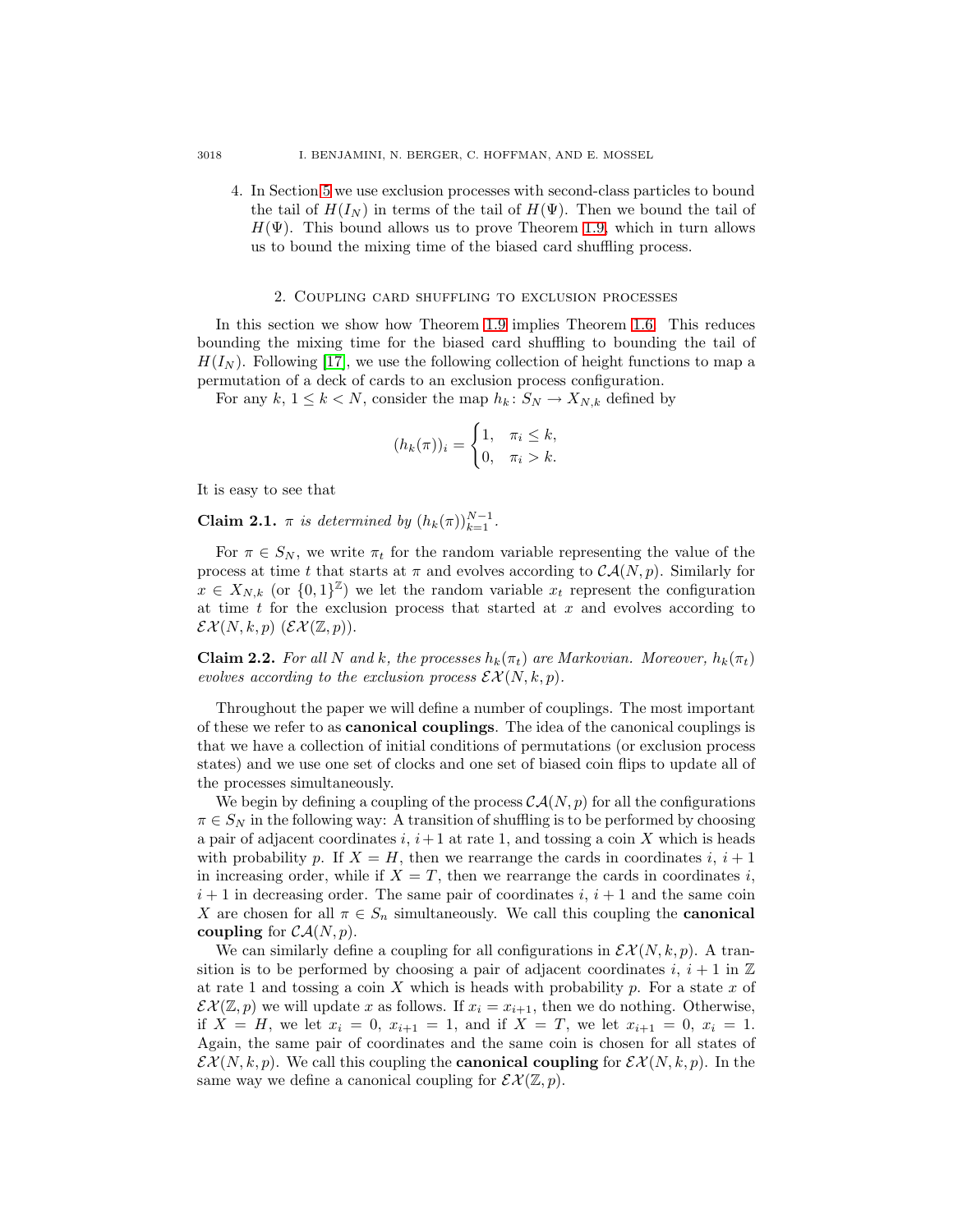4. In Section 5 we use exclusion processes with second-class particles to bound the tail of $H(I_N)$ in terms of the tail of $H(\Psi)$. Then we bound the tail of $H(\Psi)$. This bound allows us to prove Theorem 1.9, which in turn allows us to bound the mixing time of the biased card shuffling process.

## 2. Coupling card shuffling to exclusion processes

In this section we show how Theorem 1.9 implies Theorem 1.6. This reduces bounding the mixing time for the biased card shuffling to bounding the tail of $H(I_N)$. Following [17], we use the following collection of height functions to map a permutation of a deck of cards to an exclusion process configuration.

For any $k$, $1 \leq k < N$, consider the map $h_k \colon S_N \to X_{N,k}$ defined by

$$(h_k(\pi))_i = \begin{cases} 1, & \pi_i \leq k, \\ 0, & \pi_i > k. \end{cases}$$

It is easy to see that

**Claim 2.1.** *$\pi$ is determined by $(h_k(\pi))_{k=1}^{N-1}$.*

For $\pi \in S_N$, we write $\pi_t$ for the random variable representing the value of the process at time $t$ that starts at $\pi$ and evolves according to $\mathcal{CA}(N,p)$. Similarly for $x \in X_{N,k}$ (or $\{0,1\}^{\mathbb{Z}}$) we let the random variable $x_t$ represent the configuration at time $t$ for the exclusion process that started at $x$ and evolves according to $\mathcal{EX}(N,k,p)$ ($\mathcal{EX}(\mathbb{Z},p)$).

**Claim 2.2.** *For all $N$ and $k$, the processes $h_k(\pi_t)$ are Markovian. Moreover, $h_k(\pi_t)$ evolves according to the exclusion process $\mathcal{EX}(N,k,p)$.*

Throughout the paper we will define a number of couplings. The most important of these we refer to as **canonical couplings**. The idea of the canonical couplings is that we have a collection of initial conditions of permutations (or exclusion process states) and we use one set of clocks and one set of biased coin flips to update all of the processes simultaneously.

We begin by defining a coupling of the process $\mathcal{CA}(N,p)$ for all the configurations $\pi \in S_N$ in the following way: A transition of shuffling is to be performed by choosing a pair of adjacent coordinates $i$, $i+1$ at rate 1, and tossing a coin $X$ which is heads with probability $p$. If $X = H$, then we rearrange the cards in coordinates $i$, $i+1$ in increasing order, while if $X = T$, then we rearrange the cards in coordinates $i$, $i+1$ in decreasing order. The same pair of coordinates $i$, $i+1$ and the same coin $X$ are chosen for all $\pi \in S_n$ simultaneously. We call this coupling the **canonical coupling** for $\mathcal{CA}(N,p)$.

We can similarly define a coupling for all configurations in $\mathcal{EX}(N,k,p)$. A transition is to be performed by choosing a pair of adjacent coordinates $i$, $i+1$ in $\mathbb{Z}$ at rate 1 and tossing a coin $X$ which is heads with probability $p$. For a state $x$ of $\mathcal{EX}(\mathbb{Z},p)$ we will update $x$ as follows. If $x_i = x_{i+1}$, then we do nothing. Otherwise, if $X = H$, we let $x_i = 0$, $x_{i+1} = 1$, and if $X = T$, we let $x_{i+1} = 0$, $x_i = 1$. Again, the same pair of coordinates and the same coin is chosen for all states of $\mathcal{EX}(N,k,p)$. We call this coupling the **canonical coupling** for $\mathcal{EX}(N,k,p)$. In the same way we define a canonical coupling for $\mathcal{EX}(\mathbb{Z},p)$.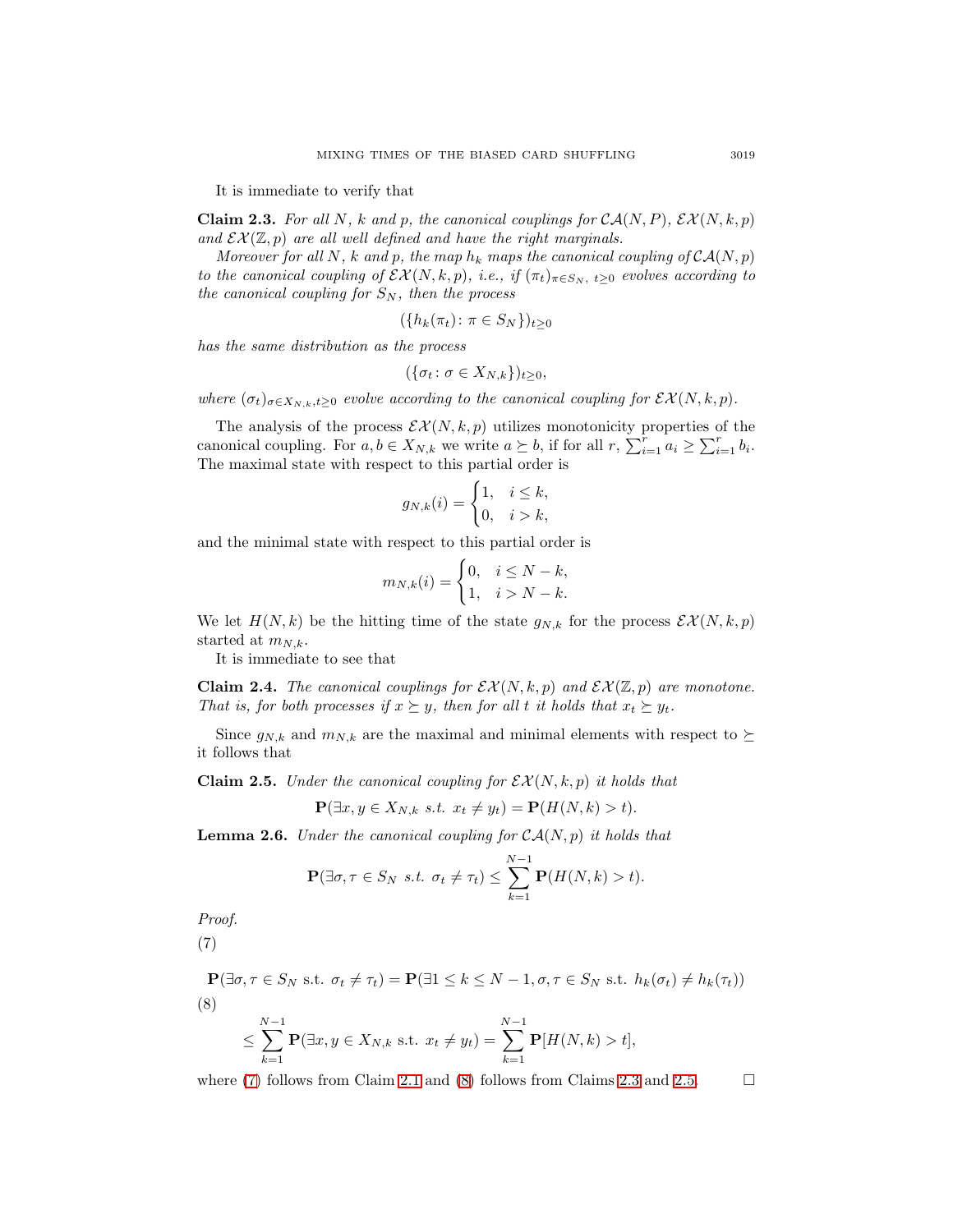It is immediate to verify that

**Claim 2.3.** *For all $N$, $k$ and $p$, the canonical couplings for $\mathcal{CA}(N,P)$, $\mathcal{EX}(N,k,p)$ and $\mathcal{EX}(\mathbb{Z},p)$ are all well defined and have the right marginals.*

*Moreover for all $N$, $k$ and $p$, the map $h_k$ maps the canonical coupling of $\mathcal{CA}(N,p)$ to the canonical coupling of $\mathcal{EX}(N,k,p)$, i.e., if $(\pi_t)_{\pi \in S_N,\, t\geq 0}$ evolves according to the canonical coupling for $S_N$, then the process*

$$(\{h_k(\pi_t)\colon \pi \in S_N\})_{t\geq 0}$$

*has the same distribution as the process*

$$(\{\sigma_t\colon \sigma \in X_{N,k}\})_{t\geq 0},$$

*where $(\sigma_t)_{\sigma\in X_{N,k},t\geq 0}$ evolve according to the canonical coupling for $\mathcal{EX}(N,k,p)$.*

The analysis of the process $\mathcal{EX}(N,k,p)$ utilizes monotonicity properties of the canonical coupling. For $a,b \in X_{N,k}$ we write $a \succeq b$, if for all $r$, $\sum_{i=1}^r a_i \geq \sum_{i=1}^r b_i$. The maximal state with respect to this partial order is

$$g_{N,k}(i) = \begin{cases} 1, & i \leq k, \\ 0, & i > k, \end{cases}$$

and the minimal state with respect to this partial order is

$$m_{N,k}(i) = \begin{cases} 0, & i \leq N-k, \\ 1, & i > N-k. \end{cases}$$

We let $H(N,k)$ be the hitting time of the state $g_{N,k}$ for the process $\mathcal{EX}(N,k,p)$ started at $m_{N,k}$.

It is immediate to see that

**Claim 2.4.** *The canonical couplings for $\mathcal{EX}(N,k,p)$ and $\mathcal{EX}(\mathbb{Z},p)$ are monotone. That is, for both processes if $x \succeq y$, then for all $t$ it holds that $x_t \succeq y_t$.*

Since $g_{N,k}$ and $m_{N,k}$ are the maximal and minimal elements with respect to $\succeq$ it follows that

**Claim 2.5.** *Under the canonical coupling for $\mathcal{EX}(N,k,p)$ it holds that*

$$\mathbf{P}(\exists x,y \in X_{N,k} \text{ s.t. } x_t \neq y_t) = \mathbf{P}(H(N,k) > t).$$

**Lemma 2.6.** *Under the canonical coupling for $\mathcal{CA}(N,p)$ it holds that*

$$\mathbf{P}(\exists \sigma,\tau \in S_N \text{ s.t. } \sigma_t \neq \tau_t) \leq \sum_{k=1}^{N-1} \mathbf{P}(H(N,k) > t).$$

*Proof.*

$$\mathbf{P}(\exists \sigma,\tau \in S_N \text{ s.t. } \sigma_t \neq \tau_t) = \mathbf{P}(\exists 1 \leq k \leq N-1, \sigma,\tau \in S_N \text{ s.t. } h_k(\sigma_t) \neq h_k(\tau_t)) \tag{7}$$

$$\leq \sum_{k=1}^{N-1} \mathbf{P}(\exists x,y \in X_{N,k} \text{ s.t. } x_t \neq y_t) = \sum_{k=1}^{N-1} \mathbf{P}[H(N,k) > t], \tag{8}$$

where (7) follows from Claim 2.1 and (8) follows from Claims 2.3 and 2.5. $\square$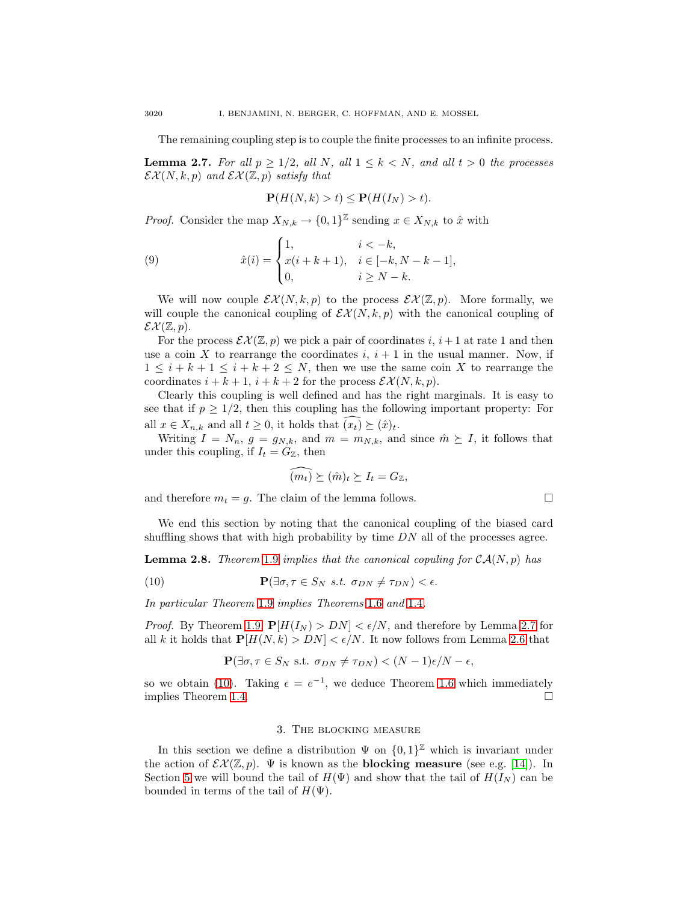The remaining coupling step is to couple the finite processes to an infinite process.

**Lemma 2.7.** *For all $p \geq 1/2$, all $N$, all $1 \leq k < N$, and all $t > 0$ the processes $\mathcal{EX}(N,k,p)$ and $\mathcal{EX}(\mathbb{Z},p)$ satisfy that*

$$\mathbf{P}(H(N,k) > t) \leq \mathbf{P}(H(I_N) > t).$$

*Proof.* Consider the map $X_{N,k} \to \{0,1\}^{\mathbb{Z}}$ sending $x \in X_{N,k}$ to $\hat{x}$ with

$$\hat{x}(i) = \begin{cases} 1, & i < -k, \\ x(i+k+1), & i \in [-k, N-k-1], \\ 0, & i \geq N-k. \end{cases} \tag{9}$$

We will now couple $\mathcal{EX}(N,k,p)$ to the process $\mathcal{EX}(\mathbb{Z},p)$. More formally, we will couple the canonical coupling of $\mathcal{EX}(N,k,p)$ with the canonical coupling of $\mathcal{EX}(\mathbb{Z},p)$.

For the process $\mathcal{EX}(\mathbb{Z},p)$ we pick a pair of coordinates $i$, $i+1$ at rate 1 and then use a coin $X$ to rearrange the coordinates $i$, $i+1$ in the usual manner. Now, if $1 \leq i+k+1 \leq i+k+2 \leq N$, then we use the same coin $X$ to rearrange the coordinates $i+k+1$, $i+k+2$ for the process $\mathcal{EX}(N,k,p)$.

Clearly this coupling is well defined and has the right marginals. It is easy to see that if $p \geq 1/2$, then this coupling has the following important property: For all $x \in X_{n,k}$ and all $t \geq 0$, it holds that $\widehat{(x_t)} \succeq (\hat{x})_t$.

Writing $I = N_n$, $g = g_{N,k}$, and $m = m_{N,k}$, and since $\hat{m} \succeq I$, it follows that under this coupling, if $I_t = G_{\mathbb{Z}}$, then

$$\widehat{(m_t)} \succeq (\hat{m})_t \succeq I_t = G_{\mathbb{Z}},$$

and therefore $m_t = g$. The claim of the lemma follows. $\square$

We end this section by noting that the canonical coupling of the biased card shuffling shows that with high probability by time $DN$ all of the processes agree.

**Lemma 2.8.** *Theorem 1.9 implies that the canonical copuling for $\mathcal{CA}(N,p)$ has*

$$\mathbf{P}(\exists \sigma, \tau \in S_N \text{ s.t. } \sigma_{DN} \neq \tau_{DN}) < \epsilon. \tag{10}$$

*In particular Theorem 1.9 implies Theorems 1.6 and 1.4.*

*Proof.* By Theorem 1.9, $\mathbf{P}[H(I_N) > DN] < \epsilon/N$, and therefore by Lemma 2.7 for all $k$ it holds that $\mathbf{P}[H(N,k) > DN] < \epsilon/N$. It now follows from Lemma 2.6 that

$$\mathbf{P}(\exists \sigma, \tau \in S_N \text{ s.t. } \sigma_{DN} \neq \tau_{DN}) < (N-1)\epsilon/N - \epsilon,$$

so we obtain (10). Taking $\epsilon = e^{-1}$, we deduce Theorem 1.6 which immediately implies Theorem 1.4. $\square$

## 3. The blocking measure

In this section we define a distribution $\Psi$ on $\{0,1\}^{\mathbb{Z}}$ which is invariant under the action of $\mathcal{EX}(\mathbb{Z},p)$. $\Psi$ is known as the **blocking measure** (see e.g. [14]). In Section 5 we will bound the tail of $H(\Psi)$ and show that the tail of $H(I_N)$ can be bounded in terms of the tail of $H(\Psi)$.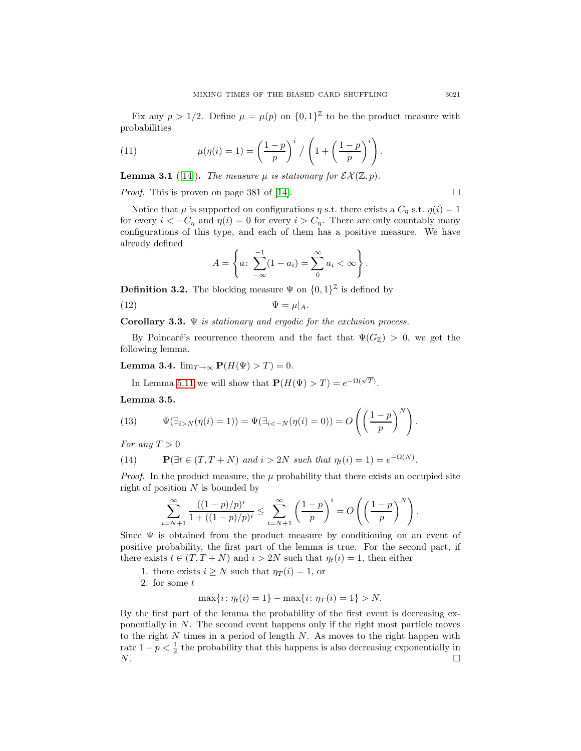Fix any $p > 1/2$. Define $\mu = \mu(p)$ on $\{0,1\}^{\mathbb{Z}}$ to be the product measure with probabilities

$$\mu(\eta(i) = 1) = \left(\frac{1-p}{p}\right)^i \Big/ \left(1 + \left(\frac{1-p}{p}\right)^i\right). \tag{11}$$

**Lemma 3.1** ([14]). *The measure $\mu$ is stationary for $\mathcal{EX}(\mathbb{Z}, p)$.*

*Proof.* This is proven on page 381 of [14]. $\square$

Notice that $\mu$ is supported on configurations $\eta$ s.t. there exists a $C_\eta$ s.t. $\eta(i) = 1$ for every $i < -C_\eta$ and $\eta(i) = 0$ for every $i > C_\eta$. There are only countably many configurations of this type, and each of them has a positive measure. We have already defined

$$A = \left\{ a\colon \sum_{-\infty}^{-1}(1 - a_i) = \sum_{0}^{\infty} a_i < \infty \right\}.$$

**Definition 3.2.** The blocking measure $\Psi$ on $\{0,1\}^{\mathbb{Z}}$ is defined by

$$\Psi = \mu|_A. \tag{12}$$

**Corollary 3.3.** *$\Psi$ is stationary and ergodic for the exclusion process.*

By Poincaré's recurrence theorem and the fact that $\Psi(G_{\mathbb{Z}}) > 0$, we get the following lemma.

**Lemma 3.4.** $\lim_{T\to\infty} \mathbf{P}(H(\Psi) > T) = 0$.

In Lemma 5.11 we will show that $\mathbf{P}(H(\Psi) > T) = e^{-\Omega(\sqrt{T})}$.

**Lemma 3.5.**

$$\Psi(\exists_{i>N}(\eta(i) = 1)) = \Psi(\exists_{i<-N}(\eta(i) = 0)) = O\left(\left(\frac{1-p}{p}\right)^N\right). \tag{13}$$

*For any $T > 0$*

$$\mathbf{P}(\exists t \in (T, T+N) \text{ and } i > 2N \text{ such that } \eta_t(i) = 1) = e^{-\Omega(N)}. \tag{14}$$

*Proof.* In the product measure, the $\mu$ probability that there exists an occupied site right of position $N$ is bounded by

$$\sum_{i=N+1}^{\infty} \frac{((1-p)/p)^i}{1 + ((1-p)/p)^i} \le \sum_{i=N+1}^{\infty} \left(\frac{1-p}{p}\right)^i = O\left(\left(\frac{1-p}{p}\right)^N\right).$$

Since $\Psi$ is obtained from the product measure by conditioning on an event of positive probability, the first part of the lemma is true. For the second part, if there exists $t \in (T, T+N)$ and $i > 2N$ such that $\eta_t(i) = 1$, then either

1. there exists $i \ge N$ such that $\eta_T(i) = 1$, or
2. for some $t$

$$\max\{i\colon \eta_t(i) = 1\} - \max\{i\colon \eta_T(i) = 1\} > N.$$

By the first part of the lemma the probability of the first event is decreasing exponentially in $N$. The second event happens only if the right most particle moves to the right $N$ times in a period of length $N$. As moves to the right happen with rate $1 - p < \frac{1}{2}$ the probability that this happens is also decreasing exponentially in $N$. $\square$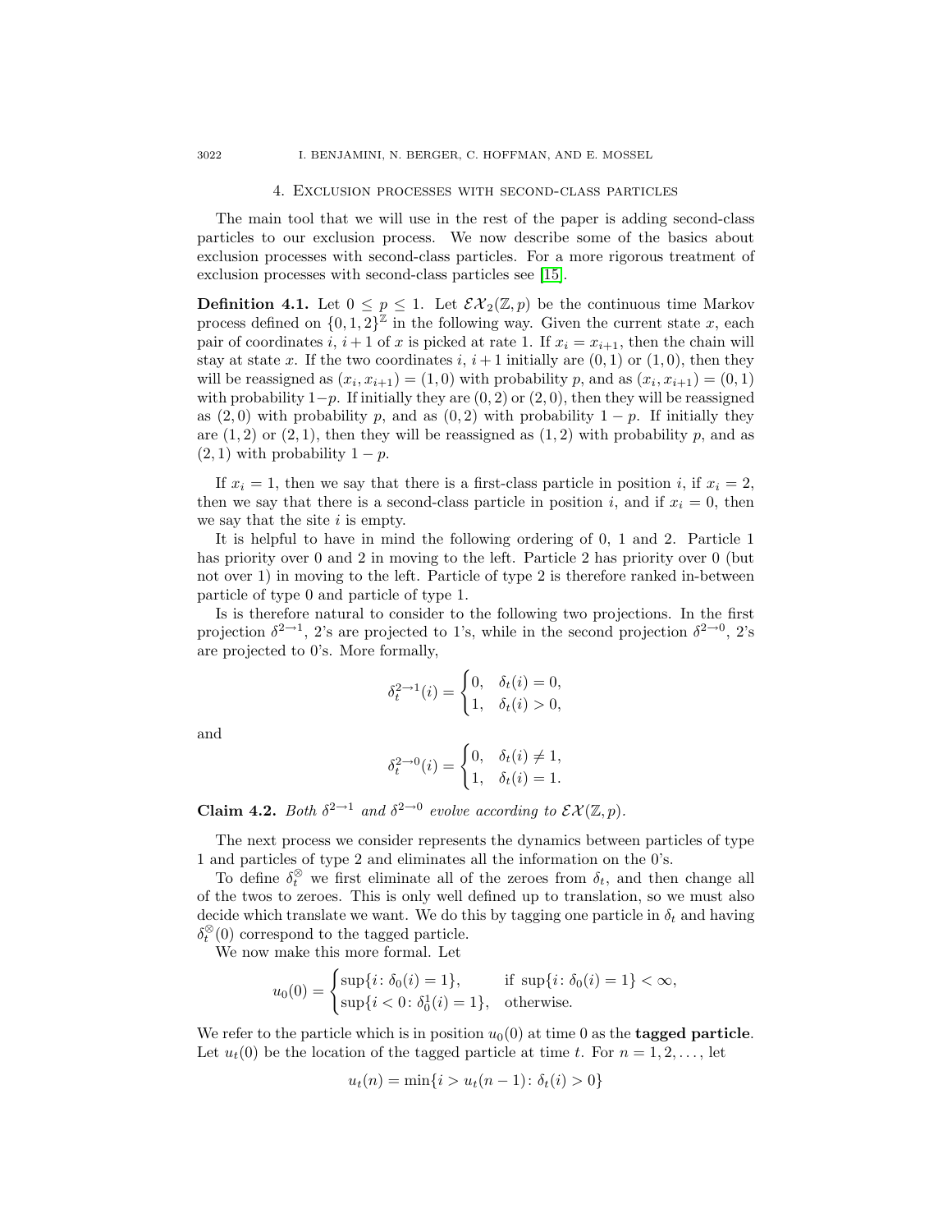## 4. Exclusion processes with second-class particles

The main tool that we will use in the rest of the paper is adding second-class particles to our exclusion process. We now describe some of the basics about exclusion processes with second-class particles. For a more rigorous treatment of exclusion processes with second-class particles see [15].

**Definition 4.1.** Let $0 \leq p \leq 1$. Let $\mathcal{EX}_2(\mathbb{Z}, p)$ be the continuous time Markov process defined on $\{0,1,2\}^{\mathbb{Z}}$ in the following way. Given the current state $x$, each pair of coordinates $i$, $i+1$ of $x$ is picked at rate 1. If $x_i = x_{i+1}$, then the chain will stay at state $x$. If the two coordinates $i$, $i+1$ initially are $(0,1)$ or $(1,0)$, then they will be reassigned as $(x_i, x_{i+1}) = (1,0)$ with probability $p$, and as $(x_i, x_{i+1}) = (0,1)$ with probability $1-p$. If initially they are $(0,2)$ or $(2,0)$, then they will be reassigned as $(2,0)$ with probability $p$, and as $(0,2)$ with probability $1-p$. If initially they are $(1,2)$ or $(2,1)$, then they will be reassigned as $(1,2)$ with probability $p$, and as $(2,1)$ with probability $1-p$.

If $x_i = 1$, then we say that there is a first-class particle in position $i$, if $x_i = 2$, then we say that there is a second-class particle in position $i$, and if $x_i = 0$, then we say that the site $i$ is empty.

It is helpful to have in mind the following ordering of 0, 1 and 2. Particle 1 has priority over 0 and 2 in moving to the left. Particle 2 has priority over 0 (but not over 1) in moving to the left. Particle of type 2 is therefore ranked in-between particle of type 0 and particle of type 1.

Is is therefore natural to consider to the following two projections. In the first projection $\delta^{2\to 1}$, 2's are projected to 1's, while in the second projection $\delta^{2\to 0}$, 2's are projected to 0's. More formally,

$$\delta_t^{2\to 1}(i) = \begin{cases} 0, & \delta_t(i) = 0, \\ 1, & \delta_t(i) > 0, \end{cases}$$

and

$$\delta_t^{2\to 0}(i) = \begin{cases} 0, & \delta_t(i) \neq 1, \\ 1, & \delta_t(i) = 1. \end{cases}$$

**Claim 4.2.** *Both $\delta^{2\to 1}$ and $\delta^{2\to 0}$ evolve according to $\mathcal{EX}(\mathbb{Z}, p)$.*

The next process we consider represents the dynamics between particles of type 1 and particles of type 2 and eliminates all the information on the 0's.

To define $\delta_t^{\otimes}$ we first eliminate all of the zeroes from $\delta_t$, and then change all of the twos to zeroes. This is only well defined up to translation, so we must also decide which translate we want. We do this by tagging one particle in $\delta_t$ and having $\delta_t^{\otimes}(0)$ correspond to the tagged particle.

We now make this more formal. Let

$$u_0(0) = \begin{cases} \sup\{i\colon \delta_0(i) = 1\}, & \text{if } \sup\{i\colon \delta_0(i) = 1\} < \infty, \\ \sup\{i < 0\colon \delta_0^1(i) = 1\}, & \text{otherwise.} \end{cases}$$

We refer to the particle which is in position $u_0(0)$ at time 0 as the **tagged particle**. Let $u_t(0)$ be the location of the tagged particle at time $t$. For $n = 1, 2, \dots$, let

$$u_t(n) = \min\{i > u_t(n-1)\colon \delta_t(i) > 0\}$$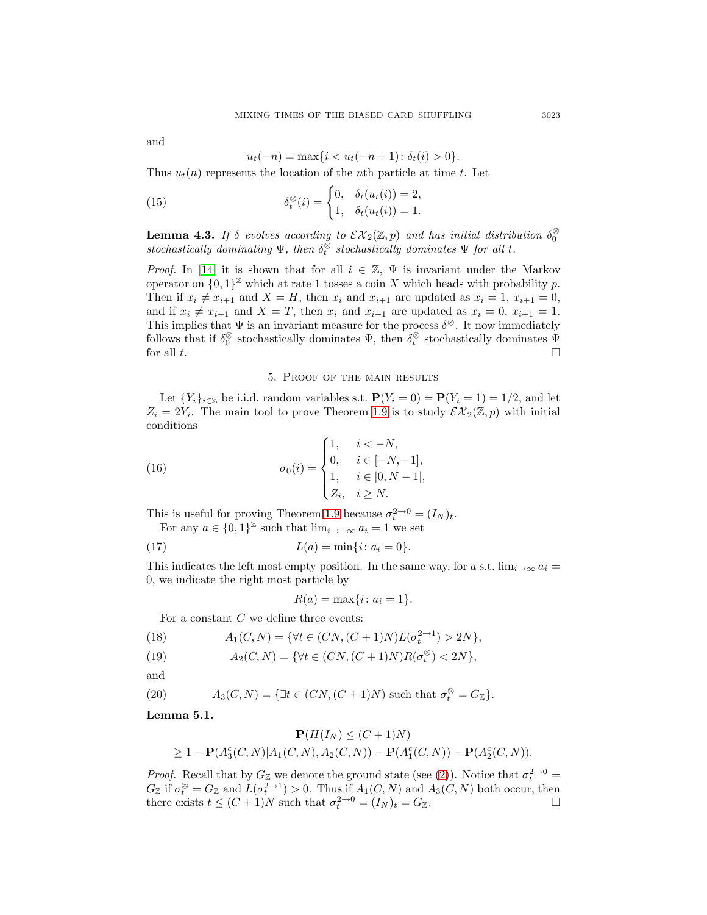and

$$u_t(-n) = \max\{i < u_t(-n+1) \colon \delta_t(i) > 0\}.$$

Thus $u_t(n)$ represents the location of the $n$th particle at time $t$. Let

$$\delta_t^{\otimes}(i) = \begin{cases} 0, & \delta_t(u_t(i)) = 2, \\ 1, & \delta_t(u_t(i)) = 1. \end{cases} \tag{15}$$

**Lemma 4.3.** *If $\delta$ evolves according to $\mathcal{EX}_2(\mathbb{Z}, p)$ and has initial distribution $\delta_0^{\otimes}$ stochastically dominating $\Psi$, then $\delta_t^{\otimes}$ stochastically dominates $\Psi$ for all $t$.*

*Proof.* In [14] it is shown that for all $i \in \mathbb{Z}$, $\Psi$ is invariant under the Markov operator on $\{0,1\}^{\mathbb{Z}}$ which at rate 1 tosses a coin $X$ which heads with probability $p$. Then if $x_i \neq x_{i+1}$ and $X = H$, then $x_i$ and $x_{i+1}$ are updated as $x_i = 1$, $x_{i+1} = 0$, and if $x_i \neq x_{i+1}$ and $X = T$, then $x_i$ and $x_{i+1}$ are updated as $x_i = 0$, $x_{i+1} = 1$. This implies that $\Psi$ is an invariant measure for the process $\delta^{\otimes}$. It now immediately follows that if $\delta_0^{\otimes}$ stochastically dominates $\Psi$, then $\delta_t^{\otimes}$ stochastically dominates $\Psi$ for all $t$. $\square$

## 5. Proof of the main results

Let $\{Y_i\}_{i \in \mathbb{Z}}$ be i.i.d. random variables s.t. $\mathbf{P}(Y_i = 0) = \mathbf{P}(Y_i = 1) = 1/2$, and let $Z_i = 2Y_i$. The main tool to prove Theorem 1.9 is to study $\mathcal{EX}_2(\mathbb{Z}, p)$ with initial conditions

$$\sigma_0(i) = \begin{cases} 1, & i < -N, \\ 0, & i \in [-N, -1], \\ 1, & i \in [0, N-1], \\ Z_i, & i \geq N. \end{cases} \tag{16}$$

This is useful for proving Theorem 1.9 because $\sigma_t^{2 \to 0} = (I_N)_t$.

For any $a \in \{0,1\}^{\mathbb{Z}}$ such that $\lim_{i \to -\infty} a_i = 1$ we set

$$L(a) = \min\{i \colon a_i = 0\}. \tag{17}$$

This indicates the left most empty position. In the same way, for $a$ s.t. $\lim_{i \to \infty} a_i = 0$, we indicate the right most particle by

$$R(a) = \max\{i \colon a_i = 1\}.$$

For a constant $C$ we define three events:

$$A_1(C, N) = \{\forall t \in (CN, (C+1)N) L(\sigma_t^{2 \to 1}) > 2N\}, \tag{18}$$

$$A_2(C, N) = \{\forall t \in (CN, (C+1)N) R(\sigma_t^{\otimes}) < 2N\}, \tag{19}$$

and

$$A_3(C, N) = \{\exists t \in (CN, (C+1)N) \text{ such that } \sigma_t^{\otimes} = G_{\mathbb{Z}}\}. \tag{20}$$

**Lemma 5.1.**

$$\begin{aligned} &\mathbf{P}(H(I_N) \leq (C+1)N) \\ &\geq 1 - \mathbf{P}(A_3^c(C,N) | A_1(C,N), A_2(C,N)) - \mathbf{P}(A_1^c(C,N)) - \mathbf{P}(A_2^c(C,N)). \end{aligned}$$

*Proof.* Recall that by $G_{\mathbb{Z}}$ we denote the ground state (see (2)). Notice that $\sigma_t^{2 \to 0} = G_{\mathbb{Z}}$ if $\sigma_t^{\otimes} = G_{\mathbb{Z}}$ and $L(\sigma_t^{2 \to 1}) > 0$. Thus if $A_1(C,N)$ and $A_3(C,N)$ both occur, then there exists $t \leq (C+1)N$ such that $\sigma_t^{2 \to 0} = (I_N)_t = G_{\mathbb{Z}}$. $\square$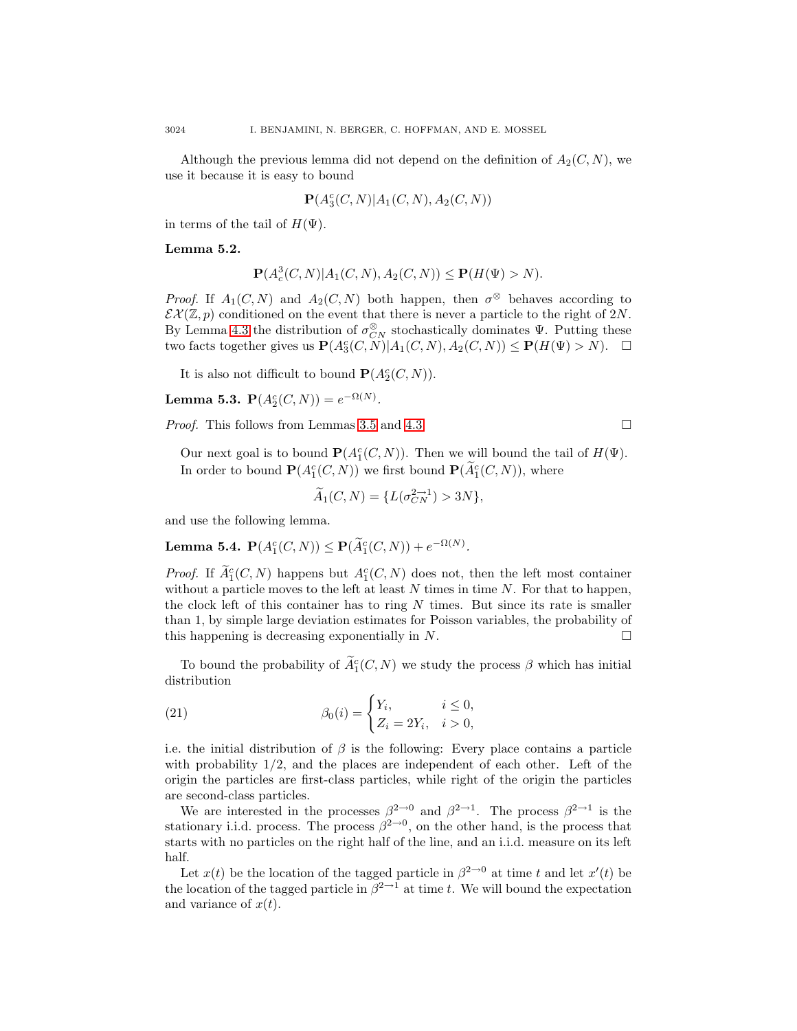Although the previous lemma did not depend on the definition of $A_2(C,N)$, we use it because it is easy to bound

$$\mathbf{P}(A_3^c(C,N)|A_1(C,N), A_2(C,N))$$

in terms of the tail of $H(\Psi)$.

**Lemma 5.2.**

$$\mathbf{P}(A_c^3(C,N)|A_1(C,N), A_2(C,N)) \leq \mathbf{P}(H(\Psi) > N).$$

*Proof.* If $A_1(C,N)$ and $A_2(C,N)$ both happen, then $\sigma^{\otimes}$ behaves according to $\mathcal{EX}(\mathbb{Z}, p)$ conditioned on the event that there is never a particle to the right of $2N$. By Lemma 4.3 the distribution of $\sigma^{\otimes}_{CN}$ stochastically dominates $\Psi$. Putting these two facts together gives us $\mathbf{P}(A_3^c(C,N)|A_1(C,N), A_2(C,N)) \leq \mathbf{P}(H(\Psi) > N)$. $\square$

It is also not difficult to bound $\mathbf{P}(A_2^c(C,N))$.

**Lemma 5.3.** $\mathbf{P}(A_2^c(C,N)) = e^{-\Omega(N)}$.

*Proof.* This follows from Lemmas 3.5 and 4.3. $\square$

Our next goal is to bound $\mathbf{P}(A_1^c(C,N))$. Then we will bound the tail of $H(\Psi)$. In order to bound $\mathbf{P}(A_1^c(C,N))$ we first bound $\mathbf{P}(\widetilde{A}_1^c(C,N))$, where

$$\widetilde{A}_1(C,N) = \{L(\sigma_{CN}^{2\to 1}) > 3N\},$$

and use the following lemma.

**Lemma 5.4.** $\mathbf{P}(A_1^c(C,N)) \leq \mathbf{P}(\widetilde{A}_1^c(C,N)) + e^{-\Omega(N)}$.

*Proof.* If $\widetilde{A}_1^c(C,N)$ happens but $A_1^c(C,N)$ does not, then the left most container without a particle moves to the left at least $N$ times in time $N$. For that to happen, the clock left of this container has to ring $N$ times. But since its rate is smaller than 1, by simple large deviation estimates for Poisson variables, the probability of this happening is decreasing exponentially in $N$. $\square$

To bound the probability of $\widetilde{A}_1^c(C,N)$ we study the process $\beta$ which has initial distribution

$$\beta_0(i) = \begin{cases} Y_i, & i \leq 0, \\ Z_i = 2Y_i, & i > 0, \end{cases} \tag{21}$$

i.e. the initial distribution of $\beta$ is the following: Every place contains a particle with probability 1/2, and the places are independent of each other. Left of the origin the particles are first-class particles, while right of the origin the particles are second-class particles.

We are interested in the processes $\beta^{2\to 0}$ and $\beta^{2\to 1}$. The process $\beta^{2\to 1}$ is the stationary i.i.d. process. The process $\beta^{2\to 0}$, on the other hand, is the process that starts with no particles on the right half of the line, and an i.i.d. measure on its left half.

Let $x(t)$ be the location of the tagged particle in $\beta^{2\to 0}$ at time $t$ and let $x'(t)$ be the location of the tagged particle in $\beta^{2\to 1}$ at time $t$. We will bound the expectation and variance of $x(t)$.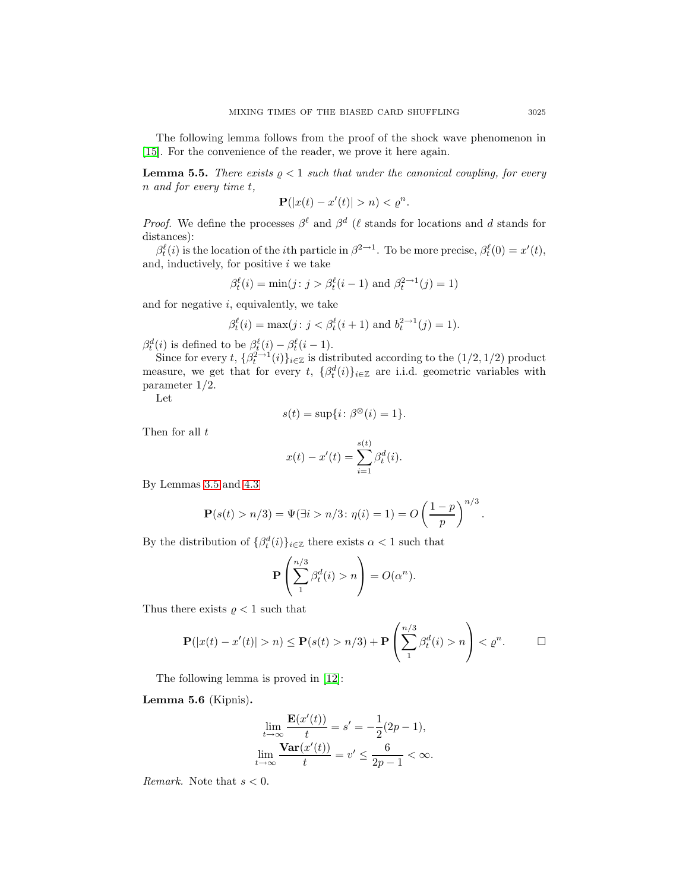The following lemma follows from the proof of the shock wave phenomenon in [15]. For the convenience of the reader, we prove it here again.

**Lemma 5.5.** *There exists $\varrho < 1$ such that under the canonical coupling, for every $n$ and for every time $t$,*

$$\mathbf{P}(|x(t) - x'(t)| > n) < \varrho^n.$$

*Proof.* We define the processes $\beta^\ell$ and $\beta^d$ ($\ell$ stands for locations and $d$ stands for distances):

$\beta^\ell_t(i)$ is the location of the $i$th particle in $\beta^{2\to 1}$. To be more precise, $\beta^\ell_t(0) = x'(t)$, and, inductively, for positive $i$ we take

$$\beta^\ell_t(i) = \min(j\colon j > \beta^\ell_t(i-1) \text{ and } \beta^{2\to 1}_t(j) = 1)$$

and for negative $i$, equivalently, we take

$$\beta^\ell_t(i) = \max(j\colon j < \beta^\ell_t(i+1) \text{ and } b^{2\to 1}_t(j) = 1).$$

$\beta^d_t(i)$ is defined to be $\beta^\ell_t(i) - \beta^\ell_t(i-1)$.

Since for every $t$, $\{\beta^{2\to 1}_t(i)\}_{i\in\mathbb{Z}}$ is distributed according to the $(1/2, 1/2)$ product measure, we get that for every $t$, $\{\beta^d_t(i)\}_{i\in\mathbb{Z}}$ are i.i.d. geometric variables with parameter $1/2$.

Let

$$s(t) = \sup\{i\colon \beta^{\otimes}(i) = 1\}.$$

Then for all $t$

$$x(t) - x'(t) = \sum_{i=1}^{s(t)} \beta^d_t(i).$$

By Lemmas 3.5 and 4.3

$$\mathbf{P}(s(t) > n/3) = \Psi(\exists i > n/3\colon \eta(i) = 1) = O\left(\frac{1-p}{p}\right)^{n/3}.$$

By the distribution of $\{\beta^d_t(i)\}_{i\in\mathbb{Z}}$ there exists $\alpha < 1$ such that

$$\mathbf{P}\left(\sum_{1}^{n/3} \beta^d_t(i) > n\right) = O(\alpha^n).$$

Thus there exists $\varrho < 1$ such that

$$\mathbf{P}(|x(t) - x'(t)| > n) \le \mathbf{P}(s(t) > n/3) + \mathbf{P}\left(\sum_{1}^{n/3} \beta^d_t(i) > n\right) < \varrho^n. \qquad \square$$

The following lemma is proved in [12]:

**Lemma 5.6** (Kipnis)**.**

$$\lim_{t\to\infty} \frac{\mathbf{E}(x'(t))}{t} = s' = -\frac{1}{2}(2p-1),$$

$$\lim_{t\to\infty} \frac{\mathbf{Var}(x'(t))}{t} = v' \le \frac{6}{2p-1} < \infty.$$

*Remark.* Note that $s < 0$.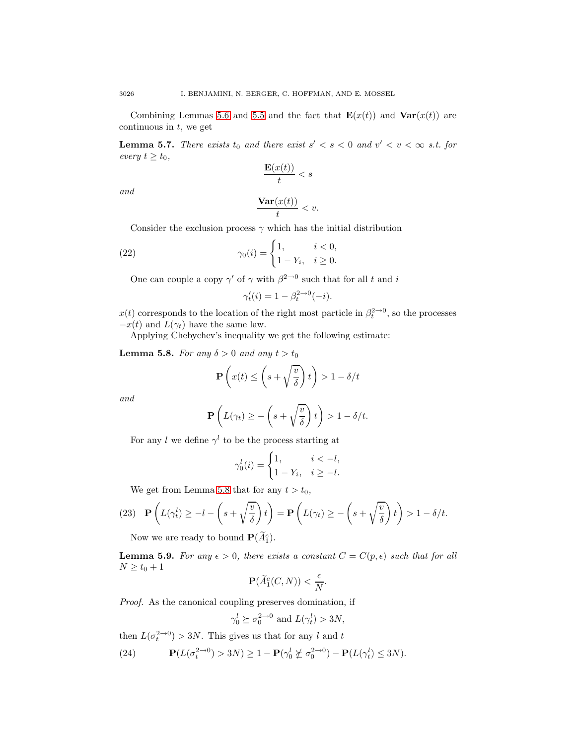Combining Lemmas 5.6 and 5.5 and the fact that $\mathbf{E}(x(t))$ and $\mathbf{Var}(x(t))$ are continuous in $t$, we get

**Lemma 5.7.** *There exists $t_0$ and there exist $s' < s < 0$ and $v' < v < \infty$ s.t. for every $t \geq t_0$,*

$$\frac{\mathbf{E}(x(t))}{t} < s$$

*and*

$$\frac{\mathbf{Var}(x(t))}{t} < v.$$

Consider the exclusion process $\gamma$ which has the initial distribution

$$\gamma_0(i) = \begin{cases} 1, & i < 0, \\ 1 - Y_i, & i \geq 0. \end{cases} \tag{22}$$

One can couple a copy $\gamma'$ of $\gamma$ with $\beta^{2\to 0}$ such that for all $t$ and $i$

$$\gamma'_t(i) = 1 - \beta_t^{2\to 0}(-i).$$

$x(t)$ corresponds to the location of the right most particle in $\beta_t^{2\to 0}$, so the processes $-x(t)$ and $L(\gamma_t)$ have the same law.

Applying Chebychev's inequality we get the following estimate:

**Lemma 5.8.** *For any $\delta > 0$ and any $t > t_0$*

$$\mathbf{P}\left(x(t) \leq \left(s + \sqrt{\frac{v}{\delta}}\right)t\right) > 1 - \delta/t$$

*and*

$$\mathbf{P}\left(L(\gamma_t) \geq -\left(s + \sqrt{\frac{v}{\delta}}\right)t\right) > 1 - \delta/t.$$

For any $l$ we define $\gamma^l$ to be the process starting at

$$\gamma_0^l(i) = \begin{cases} 1, & i < -l, \\ 1 - Y_i, & i \geq -l. \end{cases}$$

We get from Lemma 5.8 that for any $t > t_0$,

$$\mathbf{P}\left(L(\gamma_t^l) \geq -l - \left(s + \sqrt{\frac{v}{\delta}}\right)t\right) = \mathbf{P}\left(L(\gamma_t) \geq -\left(s + \sqrt{\frac{v}{\delta}}\right)t\right) > 1 - \delta/t. \tag{23}$$

Now we are ready to bound $\mathbf{P}(\widetilde{A}_1^c)$.

**Lemma 5.9.** *For any $\epsilon > 0$, there exists a constant $C = C(p, \epsilon)$ such that for all $N \geq t_0 + 1$*

$$\mathbf{P}(\widetilde{A}_1^c(C, N)) < \frac{\epsilon}{N}.$$

*Proof.* As the canonical coupling preserves domination, if

$$\gamma_0^l \succeq \sigma_0^{2\to 0} \text{ and } L(\gamma_t^l) > 3N,$$

then $L(\sigma_t^{2\to 0}) > 3N$. This gives us that for any $l$ and $t$

$$\mathbf{P}(L(\sigma_t^{2\to 0}) > 3N) \geq 1 - \mathbf{P}(\gamma_0^l \not\succeq \sigma_0^{2\to 0}) - \mathbf{P}(L(\gamma_t^l) \leq 3N). \tag{24}$$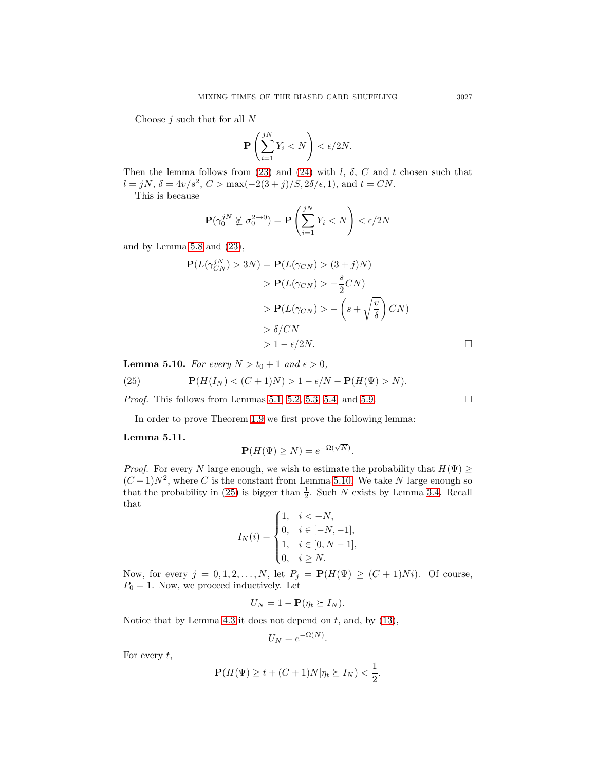Choose $j$ such that for all $N$

$$\mathbf{P}\left(\sum_{i=1}^{jN} Y_i < N\right) < \epsilon/2N.$$

Then the lemma follows from (23) and (24) with $l$, $\delta$, $C$ and $t$ chosen such that $l = jN$, $\delta = 4v/s^2$, $C > \max(-2(3+j)/S, 2\delta/\epsilon, 1)$, and $t = CN$.

This is because

$$\mathbf{P}(\gamma_0^{jN} \not\succeq \sigma_0^{2\to 0}) = \mathbf{P}\left(\sum_{i=1}^{jN} Y_i < N\right) < \epsilon/2N$$

and by Lemma 5.8 and (23),

$$\begin{aligned}
\mathbf{P}(L(\gamma_{CN}^{jN}) > 3N) &= \mathbf{P}(L(\gamma_{CN}) > (3+j)N) \\
&> \mathbf{P}(L(\gamma_{CN}) > -\frac{s}{2}CN) \\
&> \mathbf{P}(L(\gamma_{CN}) > -\left(s + \sqrt{\frac{v}{\delta}}\right)CN) \\
&> \delta/CN \\
&> 1 - \epsilon/2N.
\end{aligned}$$

$\square$

**Lemma 5.10.** *For every $N > t_0 + 1$ and $\epsilon > 0$,*

$$\mathbf{P}(H(I_N) < (C+1)N) > 1 - \epsilon/N - \mathbf{P}(H(\Psi) > N). \tag{25}$$

*Proof.* This follows from Lemmas 5.1, 5.2, 5.3, 5.4 and 5.9. $\square$

In order to prove Theorem 1.9 we first prove the following lemma:

**Lemma 5.11.**

$$\mathbf{P}(H(\Psi) \geq N) = e^{-\Omega(\sqrt{N})}.$$

*Proof.* For every $N$ large enough, we wish to estimate the probability that $H(\Psi) \geq (C+1)N^2$, where $C$ is the constant from Lemma 5.10. We take $N$ large enough so that the probability in (25) is bigger than $\frac{1}{2}$. Such $N$ exists by Lemma 3.4. Recall that

$$I_N(i) = \begin{cases} 1, & i < -N, \\ 0, & i \in [-N, -1], \\ 1, & i \in [0, N-1], \\ 0, & i \geq N. \end{cases}$$

Now, for every $j = 0, 1, 2, \ldots, N$, let $P_j = \mathbf{P}(H(\Psi) \geq (C+1)Ni)$. Of course, $P_0 = 1$. Now, we proceed inductively. Let

$$U_N = 1 - \mathbf{P}(\eta_t \succeq I_N).$$

Notice that by Lemma 4.3 it does not depend on $t$, and, by (13),

$$U_N = e^{-\Omega(N)}.$$

For every $t$,

$$\mathbf{P}(H(\Psi) \geq t + (C+1)N | \eta_t \succeq I_N) < \frac{1}{2}.$$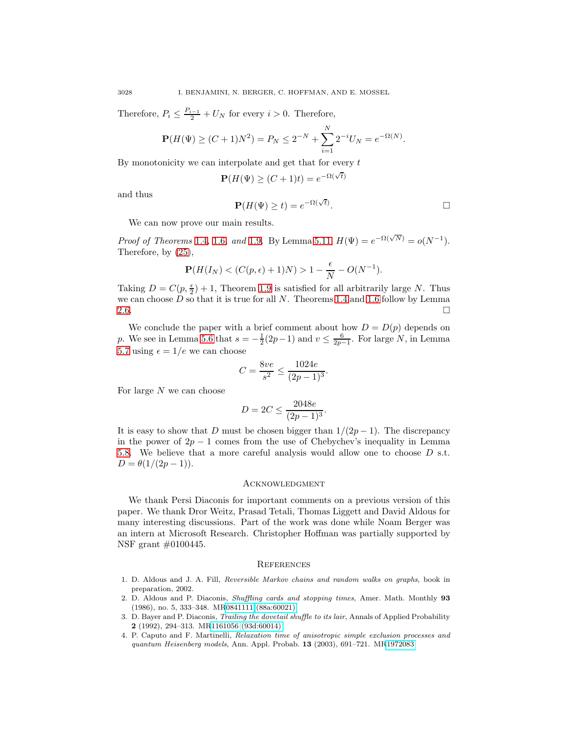Therefore, $P_i \le \frac{P_{i-1}}{2} + U_N$ for every $i > 0$. Therefore,

$$\mathbf{P}(H(\Psi) \ge (C+1)N^2) = P_N \le 2^{-N} + \sum_{i=1}^{N} 2^{-i} U_N = e^{-\Omega(N)}.$$

By monotonicity we can interpolate and get that for every $t$

$$\mathbf{P}(H(\Psi) \ge (C+1)t) = e^{-\Omega(\sqrt{t})}$$

and thus

$$\mathbf{P}(H(\Psi) \ge t) = e^{-\Omega(\sqrt{t})}. \qquad \square$$

We can now prove our main results.

*Proof of Theorems* 1.4, 1.6, *and* 1.9. By Lemma 5.11, $H(\Psi) = e^{-\Omega(\sqrt{N})} = o(N^{-1})$. Therefore, by (25),

$$\mathbf{P}(H(I_N) < (C(p,\epsilon)+1)N) > 1 - \frac{\epsilon}{N} - O(N^{-1}).$$

Taking $D = C(p, \frac{\epsilon}{2}) + 1$, Theorem 1.9 is satisfied for all arbitrarily large $N$. Thus we can choose $D$ so that it is true for all $N$. Theorems 1.4 and 1.6 follow by Lemma 2.6. $\square$

We conclude the paper with a brief comment about how $D = D(p)$ depends on $p$. We see in Lemma 5.6 that $s = -\frac{1}{2}(2p-1)$ and $v \le \frac{6}{2p-1}$. For large $N$, in Lemma 5.7 using $\epsilon = 1/e$ we can choose

$$C = \frac{8ve}{s^2} \le \frac{1024e}{(2p-1)^3}.$$

For large $N$ we can choose

$$D = 2C \le \frac{2048e}{(2p-1)^3}.$$

It is easy to show that $D$ must be chosen bigger than $1/(2p-1)$. The discrepancy in the power of $2p-1$ comes from the use of Chebychev's inequality in Lemma 5.8. We believe that a more careful analysis would allow one to choose $D$ s.t. $D = \theta(1/(2p-1))$.

## Acknowledgment

We thank Persi Diaconis for important comments on a previous version of this paper. We thank Dror Weitz, Prasad Tetali, Thomas Liggett and David Aldous for many interesting discussions. Part of the work was done while Noam Berger was an intern at Microsoft Research. Christopher Hoffman was partially supported by NSF grant #0100445.

## References

1. D. Aldous and J. A. Fill, *Reversible Markov chains and random walks on graphs*, book in preparation, 2002.
2. D. Aldous and P. Diaconis, *Shuffling cards and stopping times*, Amer. Math. Monthly **93** (1986), no. 5, 333–348. MR0841111 (88a:60021)
3. D. Bayer and P. Diaconis, *Trailing the dovetail shuffle to its lair*, Annals of Applied Probability **2** (1992), 294–313. MR1161056 (93d:60014)
4. P. Caputo and F. Martinelli, *Relaxation time of anisotropic simple exclusion processes and quantum Heisenberg models*, Ann. Appl. Probab. **13** (2003), 691–721. MR1972083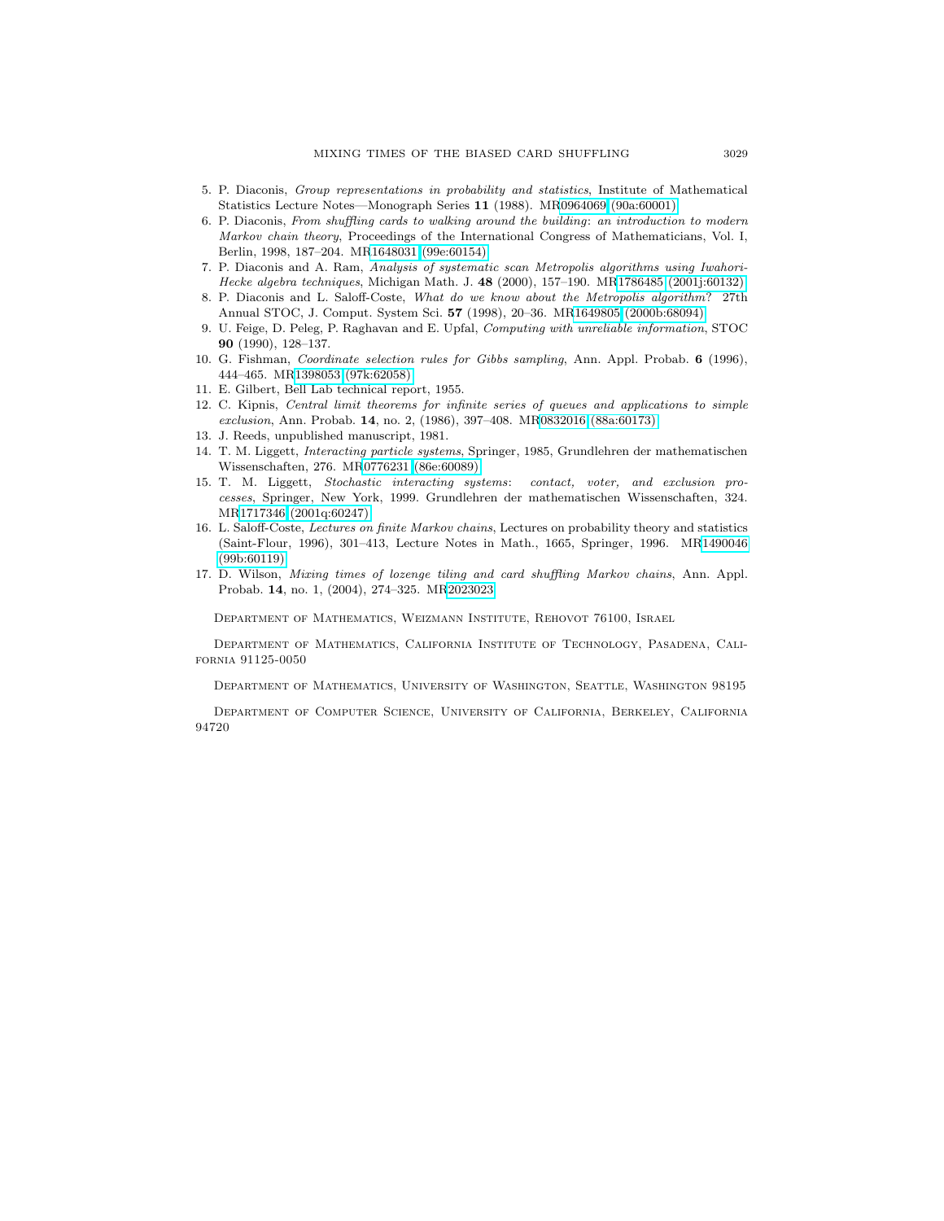5. P. Diaconis, *Group representations in probability and statistics*, Institute of Mathematical Statistics Lecture Notes—Monograph Series **11** (1988). MR0964069 (90a:60001)
6. P. Diaconis, *From shuffling cards to walking around the building: an introduction to modern Markov chain theory*, Proceedings of the International Congress of Mathematicians, Vol. I, Berlin, 1998, 187–204. MR1648031 (99e:60154)
7. P. Diaconis and A. Ram, *Analysis of systematic scan Metropolis algorithms using Iwahori-Hecke algebra techniques*, Michigan Math. J. **48** (2000), 157–190. MR1786485 (2001j:60132)
8. P. Diaconis and L. Saloff-Coste, *What do we know about the Metropolis algorithm?* 27th Annual STOC, J. Comput. System Sci. **57** (1998), 20–36. MR1649805 (2000b:68094)
9. U. Feige, D. Peleg, P. Raghavan and E. Upfal, *Computing with unreliable information*, STOC **90** (1990), 128–137.
10. G. Fishman, *Coordinate selection rules for Gibbs sampling*, Ann. Appl. Probab. **6** (1996), 444–465. MR1398053 (97k:62058)
11. E. Gilbert, Bell Lab technical report, 1955.
12. C. Kipnis, *Central limit theorems for infinite series of queues and applications to simple exclusion*, Ann. Probab. **14**, no. 2, (1986), 397–408. MR0832016 (88a:60173)
13. J. Reeds, unpublished manuscript, 1981.
14. T. M. Liggett, *Interacting particle systems*, Springer, 1985, Grundlehren der mathematischen Wissenschaften, 276. MR0776231 (86e:60089)
15. T. M. Liggett, *Stochastic interacting systems: contact, voter, and exclusion processes*, Springer, New York, 1999. Grundlehren der mathematischen Wissenschaften, 324. MR1717346 (2001g:60247)
16. L. Saloff-Coste, *Lectures on finite Markov chains*, Lectures on probability theory and statistics (Saint-Flour, 1996), 301–413, Lecture Notes in Math., 1665, Springer, 1996. MR1490046 (99b:60119)
17. D. Wilson, *Mixing times of lozenge tiling and card shuffling Markov chains*, Ann. Appl. Probab. **14**, no. 1, (2004), 274–325. MR2023023

Department of Mathematics, Weizmann Institute, Rehovot 76100, Israel

Department of Mathematics, California Institute of Technology, Pasadena, California 91125-0050

Department of Mathematics, University of Washington, Seattle, Washington 98195

Department of Computer Science, University of California, Berkeley, California 94720